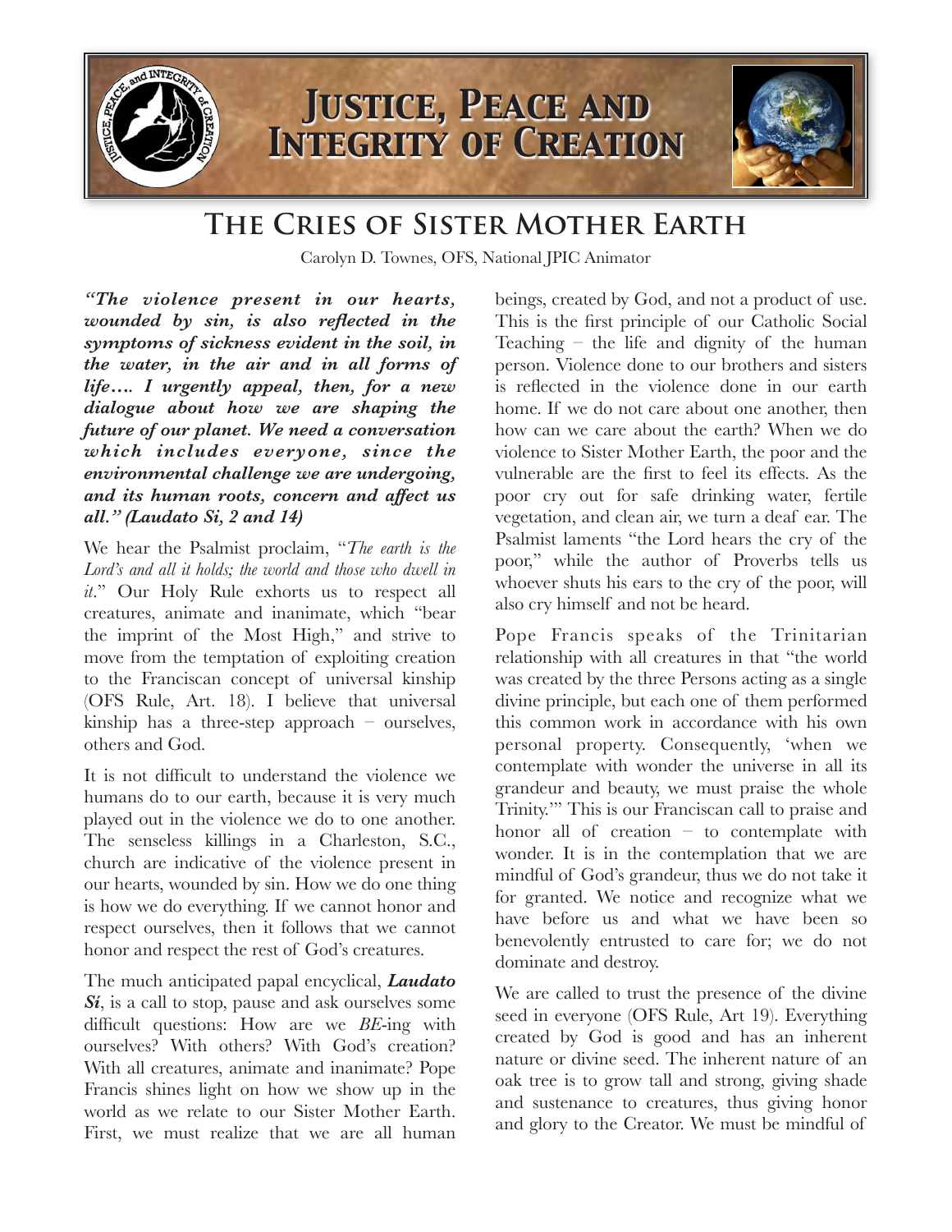# Justice, Peace and Integrity of Creation

## The Cries of Sister Mother Earth

Carolyn D. Townes, OFS, National JPIC Animator

***"The violence present in our hearts, wounded by sin, is also reflected in the symptoms of sickness evident in the soil, in the water, in the air and in all forms of life…. I urgently appeal, then, for a new dialogue about how we are shaping the future of our planet. We need a conversation which includes everyone, since the environmental challenge we are undergoing, and its human roots, concern and affect us all." (Laudato Si, 2 and 14)***

We hear the Psalmist proclaim, "*The earth is the Lord's and all it holds; the world and those who dwell in it.*" Our Holy Rule exhorts us to respect all creatures, animate and inanimate, which "bear the imprint of the Most High," and strive to move from the temptation of exploiting creation to the Franciscan concept of universal kinship (OFS Rule, Art. 18). I believe that universal kinship has a three-step approach – ourselves, others and God.

It is not difficult to understand the violence we humans do to our earth, because it is very much played out in the violence we do to one another. The senseless killings in a Charleston, S.C., church are indicative of the violence present in our hearts, wounded by sin. How we do one thing is how we do everything. If we cannot honor and respect ourselves, then it follows that we cannot honor and respect the rest of God's creatures.

The much anticipated papal encyclical, ***Laudato Sí***, is a call to stop, pause and ask ourselves some difficult questions: How are we *BE*-ing with ourselves? With others? With God's creation? With all creatures, animate and inanimate? Pope Francis shines light on how we show up in the world as we relate to our Sister Mother Earth. First, we must realize that we are all human beings, created by God, and not a product of use. This is the first principle of our Catholic Social Teaching – the life and dignity of the human person. Violence done to our brothers and sisters is reflected in the violence done in our earth home. If we do not care about one another, then how can we care about the earth? When we do violence to Sister Mother Earth, the poor and the vulnerable are the first to feel its effects. As the poor cry out for safe drinking water, fertile vegetation, and clean air, we turn a deaf ear. The Psalmist laments "the Lord hears the cry of the poor," while the author of Proverbs tells us whoever shuts his ears to the cry of the poor, will also cry himself and not be heard.

Pope Francis speaks of the Trinitarian relationship with all creatures in that "the world was created by the three Persons acting as a single divine principle, but each one of them performed this common work in accordance with his own personal property. Consequently, 'when we contemplate with wonder the universe in all its grandeur and beauty, we must praise the whole Trinity.'" This is our Franciscan call to praise and honor all of creation – to contemplate with wonder. It is in the contemplation that we are mindful of God's grandeur, thus we do not take it for granted. We notice and recognize what we have before us and what we have been so benevolently entrusted to care for; we do not dominate and destroy.

We are called to trust the presence of the divine seed in everyone (OFS Rule, Art 19). Everything created by God is good and has an inherent nature or divine seed. The inherent nature of an oak tree is to grow tall and strong, giving shade and sustenance to creatures, thus giving honor and glory to the Creator. We must be mindful of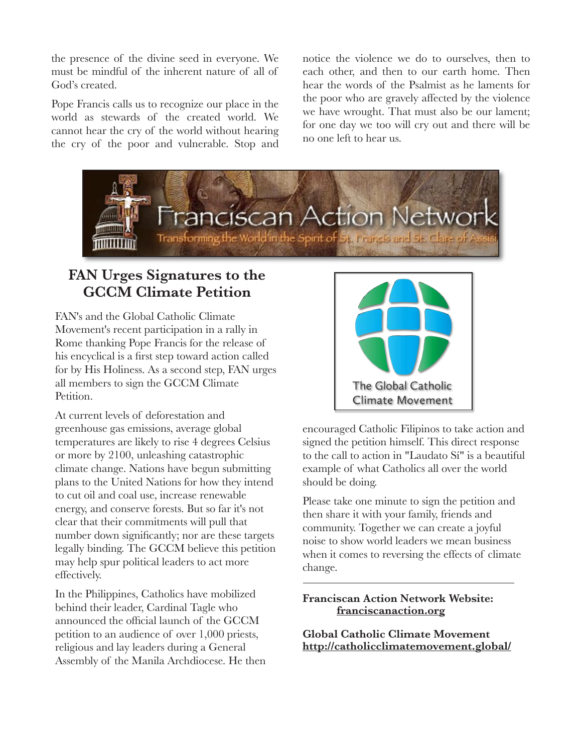the presence of the divine seed in everyone. We must be mindful of the inherent nature of all of God's created.

Pope Francis calls us to recognize our place in the world as stewards of the created world. We cannot hear the cry of the world without hearing the cry of the poor and vulnerable. Stop and notice the violence we do to ourselves, then to each other, and then to our earth home. Then hear the words of the Psalmist as he laments for the poor who are gravely affected by the violence we have wrought. That must also be our lament; for one day we too will cry out and there will be no one left to hear us.

Franciscan Action Network

Transforming the World in the Spirit of St. Francis and St. Clare of Assisi

## FAN Urges Signatures to the GCCM Climate Petition

FAN's and the Global Catholic Climate Movement's recent participation in a rally in Rome thanking Pope Francis for the release of his encyclical is a first step toward action called for by His Holiness. As a second step, FAN urges all members to sign the GCCM Climate Petition.

At current levels of deforestation and greenhouse gas emissions, average global temperatures are likely to rise 4 degrees Celsius or more by 2100, unleashing catastrophic climate change. Nations have begun submitting plans to the United Nations for how they intend to cut oil and coal use, increase renewable energy, and conserve forests. But so far it's not clear that their commitments will pull that number down significantly; nor are these targets legally binding. The GCCM believe this petition may help spur political leaders to act more effectively.

In the Philippines, Catholics have mobilized behind their leader, Cardinal Tagle who announced the official launch of the GCCM petition to an audience of over 1,000 priests, religious and lay leaders during a General Assembly of the Manila Archdiocese. He then encouraged Catholic Filipinos to take action and signed the petition himself. This direct response to the call to action in "Laudato Si" is a beautiful example of what Catholics all over the world should be doing.

The Global Catholic Climate Movement

Please take one minute to sign the petition and then share it with your family, friends and community. Together we can create a joyful noise to show world leaders we mean business when it comes to reversing the effects of climate change.

---

**Franciscan Action Network Website:**
**franciscanaction.org**

**Global Catholic Climate Movement**
**http://catholicclimatemovement.global/**